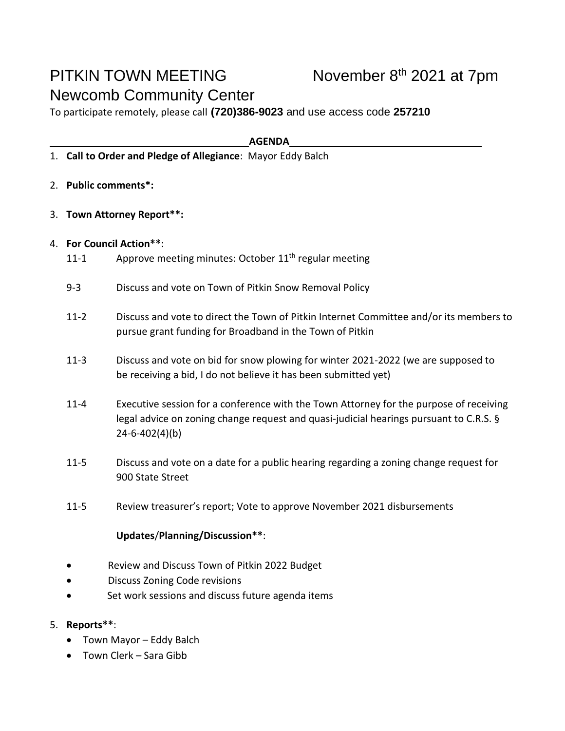# PITKIN TOWN MEETING November 8th 2021 at 7pm

# Newcomb Community Center

To participate remotely, please call **(720)386-9023** and use access code **257210**

**AGENDA**

1. **Call to Order and Pledge of Allegiance**: Mayor Eddy Balch

2. **Public comments*:**

3. **Town Attorney Report**:**

4. **For Council Action****:

   11-1 Approve meeting minutes: October 11th regular meeting

   9-3 Discuss and vote on Town of Pitkin Snow Removal Policy

   11-2 Discuss and vote to direct the Town of Pitkin Internet Committee and/or its members to pursue grant funding for Broadband in the Town of Pitkin

   11-3 Discuss and vote on bid for snow plowing for winter 2021-2022 (we are supposed to be receiving a bid, I do not believe it has been submitted yet)

   11-4 Executive session for a conference with the Town Attorney for the purpose of receiving legal advice on zoning change request and quasi-judicial hearings pursuant to C.R.S. § 24-6-402(4)(b)

   11-5 Discuss and vote on a date for a public hearing regarding a zoning change request for 900 State Street

   11-5 Review treasurer's report; Vote to approve November 2021 disbursements

   **Updates/Planning/Discussion****:

   - Review and Discuss Town of Pitkin 2022 Budget
   - Discuss Zoning Code revisions
   - Set work sessions and discuss future agenda items

5. **Reports****:
   - Town Mayor – Eddy Balch
   - Town Clerk – Sara Gibb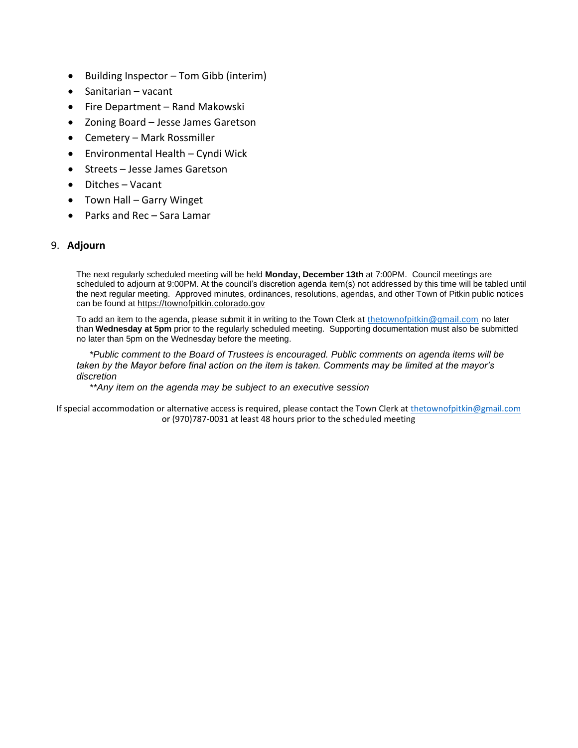- Building Inspector – Tom Gibb (interim)
- Sanitarian – vacant
- Fire Department – Rand Makowski
- Zoning Board – Jesse James Garetson
- Cemetery – Mark Rossmiller
- Environmental Health – Cyndi Wick
- Streets – Jesse James Garetson
- Ditches – Vacant
- Town Hall – Garry Winget
- Parks and Rec – Sara Lamar

9. **Adjourn**

The next regularly scheduled meeting will be held **Monday, December 13th** at 7:00PM. Council meetings are scheduled to adjourn at 9:00PM. At the council's discretion agenda item(s) not addressed by this time will be tabled until the next regular meeting. Approved minutes, ordinances, resolutions, agendas, and other Town of Pitkin public notices can be found at https://townofpitkin.colorado.gov

To add an item to the agenda, please submit it in writing to the Town Clerk at thetownofpitkin@gmail.com no later than **Wednesday at 5pm** prior to the regularly scheduled meeting. Supporting documentation must also be submitted no later than 5pm on the Wednesday before the meeting.

*\*Public comment to the Board of Trustees is encouraged. Public comments on agenda items will be taken by the Mayor before final action on the item is taken. Comments may be limited at the mayor's discretion*

*\*\*Any item on the agenda may be subject to an executive session*

If special accommodation or alternative access is required, please contact the Town Clerk at thetownofpitkin@gmail.com or (970)787-0031 at least 48 hours prior to the scheduled meeting